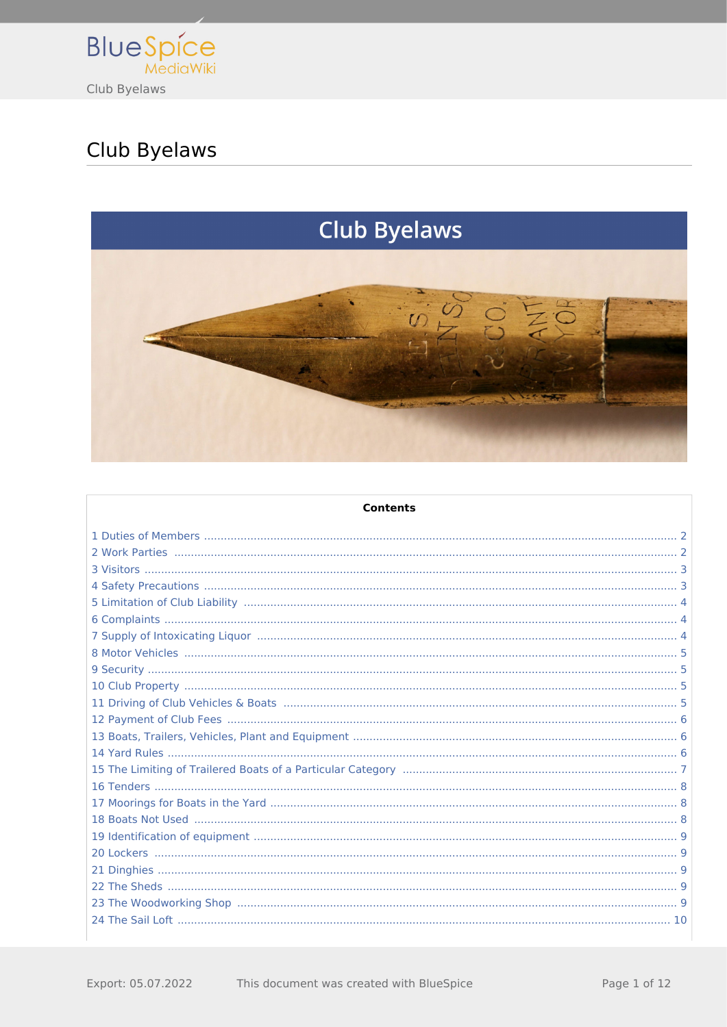# Club Byelaws

## Club Byelaws

**Contents**

1 Duties of Members ... 2
2 Work Parties ... 2
3 Visitors ... 3
4 Safety Precautions ... 3
5 Limitation of Club Liability ... 4
6 Complaints ... 4
7 Supply of Intoxicating Liquor ... 4
8 Motor Vehicles ... 5
9 Security ... 5
10 Club Property ... 5
11 Driving of Club Vehicles & Boats ... 5
12 Payment of Club Fees ... 6
13 Boats, Trailers, Vehicles, Plant and Equipment ... 6
14 Yard Rules ... 6
15 The Limiting of Trailered Boats of a Particular Category ... 7
16 Tenders ... 8
17 Moorings for Boats in the Yard ... 8
18 Boats Not Used ... 8
19 Identification of equipment ... 9
20 Lockers ... 9
21 Dinghies ... 9
22 The Sheds ... 9
23 The Woodworking Shop ... 9
24 The Sail Loft ... 10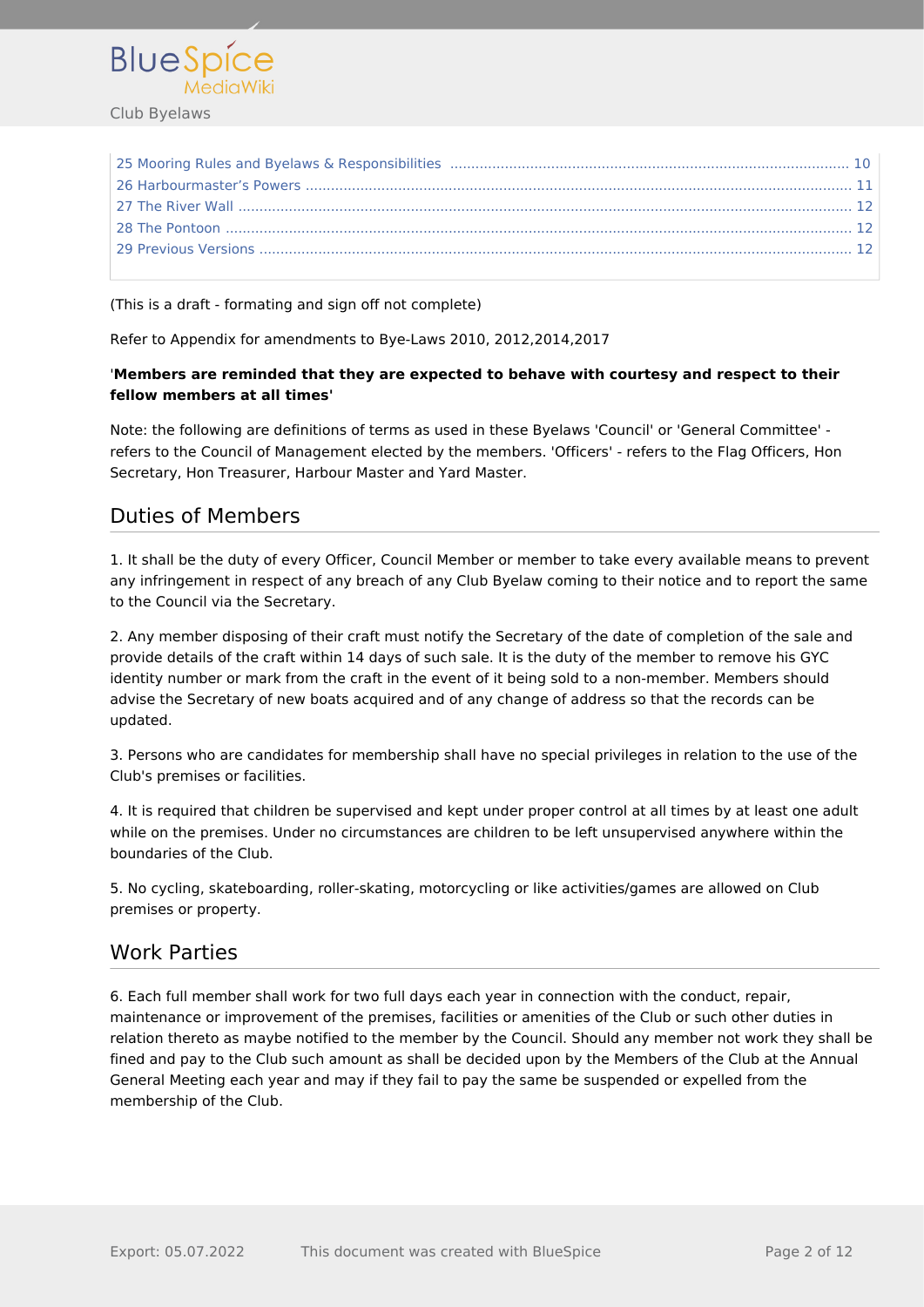| | |
|---|---|
| 25 Mooring Rules and Byelaws & Responsibilities | 10 |
| 26 Harbourmaster's Powers | 11 |
| 27 The River Wall | 12 |
| 28 The Pontoon | 12 |
| 29 Previous Versions | 12 |

(This is a draft - formating and sign off not complete)

Refer to Appendix for amendments to Bye-Laws 2010, 2012,2014,2017

'**Members are reminded that they are expected to behave with courtesy and respect to their fellow members at all times'**

Note: the following are definitions of terms as used in these Byelaws 'Council' or 'General Committee' - refers to the Council of Management elected by the members. 'Officers' - refers to the Flag Officers, Hon Secretary, Hon Treasurer, Harbour Master and Yard Master.

## Duties of Members

1. It shall be the duty of every Officer, Council Member or member to take every available means to prevent any infringement in respect of any breach of any Club Byelaw coming to their notice and to report the same to the Council via the Secretary.

2. Any member disposing of their craft must notify the Secretary of the date of completion of the sale and provide details of the craft within 14 days of such sale. It is the duty of the member to remove his GYC identity number or mark from the craft in the event of it being sold to a non-member. Members should advise the Secretary of new boats acquired and of any change of address so that the records can be updated.

3. Persons who are candidates for membership shall have no special privileges in relation to the use of the Club's premises or facilities.

4. It is required that children be supervised and kept under proper control at all times by at least one adult while on the premises. Under no circumstances are children to be left unsupervised anywhere within the boundaries of the Club.

5. No cycling, skateboarding, roller-skating, motorcycling or like activities/games are allowed on Club premises or property.

## Work Parties

6. Each full member shall work for two full days each year in connection with the conduct, repair, maintenance or improvement of the premises, facilities or amenities of the Club or such other duties in relation thereto as maybe notified to the member by the Council. Should any member not work they shall be fined and pay to the Club such amount as shall be decided upon by the Members of the Club at the Annual General Meeting each year and may if they fail to pay the same be suspended or expelled from the membership of the Club.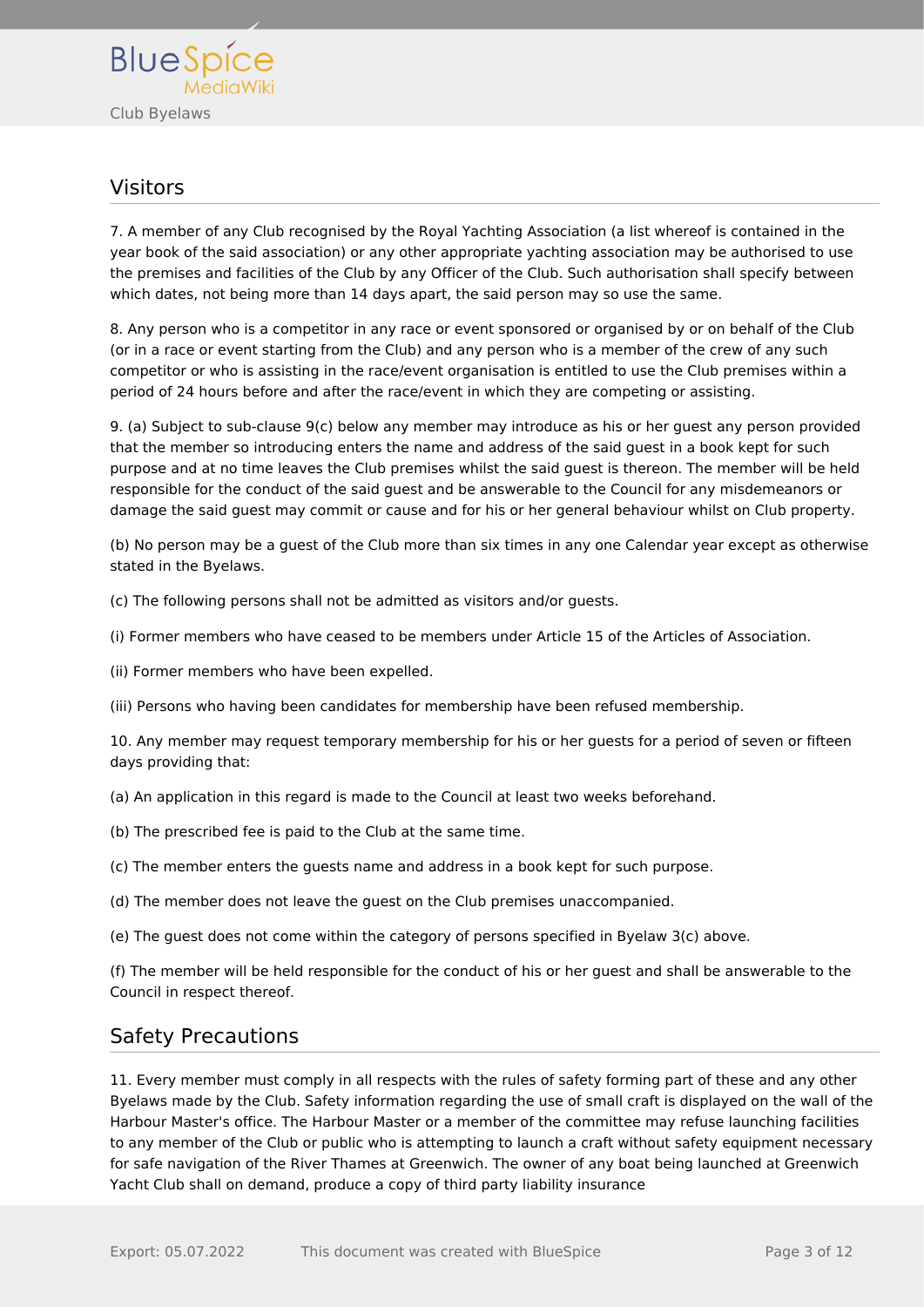## Visitors

7. A member of any Club recognised by the Royal Yachting Association (a list whereof is contained in the year book of the said association) or any other appropriate yachting association may be authorised to use the premises and facilities of the Club by any Officer of the Club. Such authorisation shall specify between which dates, not being more than 14 days apart, the said person may so use the same.

8. Any person who is a competitor in any race or event sponsored or organised by or on behalf of the Club (or in a race or event starting from the Club) and any person who is a member of the crew of any such competitor or who is assisting in the race/event organisation is entitled to use the Club premises within a period of 24 hours before and after the race/event in which they are competing or assisting.

9. (a) Subject to sub-clause 9(c) below any member may introduce as his or her guest any person provided that the member so introducing enters the name and address of the said guest in a book kept for such purpose and at no time leaves the Club premises whilst the said guest is thereon. The member will be held responsible for the conduct of the said guest and be answerable to the Council for any misdemeanors or damage the said guest may commit or cause and for his or her general behaviour whilst on Club property.

(b) No person may be a guest of the Club more than six times in any one Calendar year except as otherwise stated in the Byelaws.

(c) The following persons shall not be admitted as visitors and/or guests.

(i) Former members who have ceased to be members under Article 15 of the Articles of Association.

(ii) Former members who have been expelled.

(iii) Persons who having been candidates for membership have been refused membership.

10. Any member may request temporary membership for his or her guests for a period of seven or fifteen days providing that:

(a) An application in this regard is made to the Council at least two weeks beforehand.

(b) The prescribed fee is paid to the Club at the same time.

(c) The member enters the guests name and address in a book kept for such purpose.

(d) The member does not leave the guest on the Club premises unaccompanied.

(e) The guest does not come within the category of persons specified in Byelaw 3(c) above.

(f) The member will be held responsible for the conduct of his or her guest and shall be answerable to the Council in respect thereof.

## Safety Precautions

11. Every member must comply in all respects with the rules of safety forming part of these and any other Byelaws made by the Club. Safety information regarding the use of small craft is displayed on the wall of the Harbour Master's office. The Harbour Master or a member of the committee may refuse launching facilities to any member of the Club or public who is attempting to launch a craft without safety equipment necessary for safe navigation of the River Thames at Greenwich. The owner of any boat being launched at Greenwich Yacht Club shall on demand, produce a copy of third party liability insurance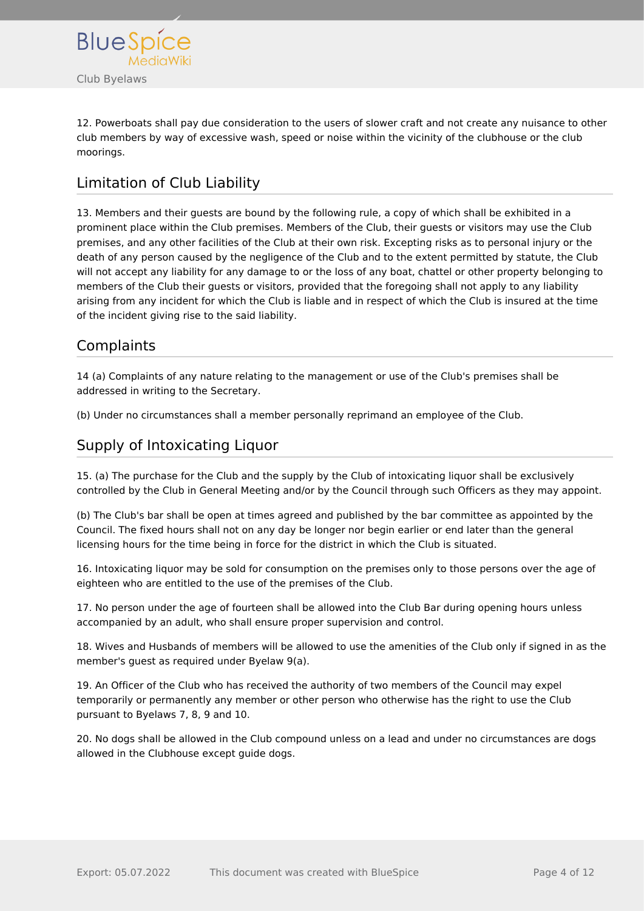12. Powerboats shall pay due consideration to the users of slower craft and not create any nuisance to other club members by way of excessive wash, speed or noise within the vicinity of the clubhouse or the club moorings.

## Limitation of Club Liability

13. Members and their guests are bound by the following rule, a copy of which shall be exhibited in a prominent place within the Club premises. Members of the Club, their guests or visitors may use the Club premises, and any other facilities of the Club at their own risk. Excepting risks as to personal injury or the death of any person caused by the negligence of the Club and to the extent permitted by statute, the Club will not accept any liability for any damage to or the loss of any boat, chattel or other property belonging to members of the Club their guests or visitors, provided that the foregoing shall not apply to any liability arising from any incident for which the Club is liable and in respect of which the Club is insured at the time of the incident giving rise to the said liability.

## Complaints

14 (a) Complaints of any nature relating to the management or use of the Club's premises shall be addressed in writing to the Secretary.

(b) Under no circumstances shall a member personally reprimand an employee of the Club.

## Supply of Intoxicating Liquor

15. (a) The purchase for the Club and the supply by the Club of intoxicating liquor shall be exclusively controlled by the Club in General Meeting and/or by the Council through such Officers as they may appoint.

(b) The Club's bar shall be open at times agreed and published by the bar committee as appointed by the Council. The fixed hours shall not on any day be longer nor begin earlier or end later than the general licensing hours for the time being in force for the district in which the Club is situated.

16. Intoxicating liquor may be sold for consumption on the premises only to those persons over the age of eighteen who are entitled to the use of the premises of the Club.

17. No person under the age of fourteen shall be allowed into the Club Bar during opening hours unless accompanied by an adult, who shall ensure proper supervision and control.

18. Wives and Husbands of members will be allowed to use the amenities of the Club only if signed in as the member's guest as required under Byelaw 9(a).

19. An Officer of the Club who has received the authority of two members of the Council may expel temporarily or permanently any member or other person who otherwise has the right to use the Club pursuant to Byelaws 7, 8, 9 and 10.

20. No dogs shall be allowed in the Club compound unless on a lead and under no circumstances are dogs allowed in the Clubhouse except guide dogs.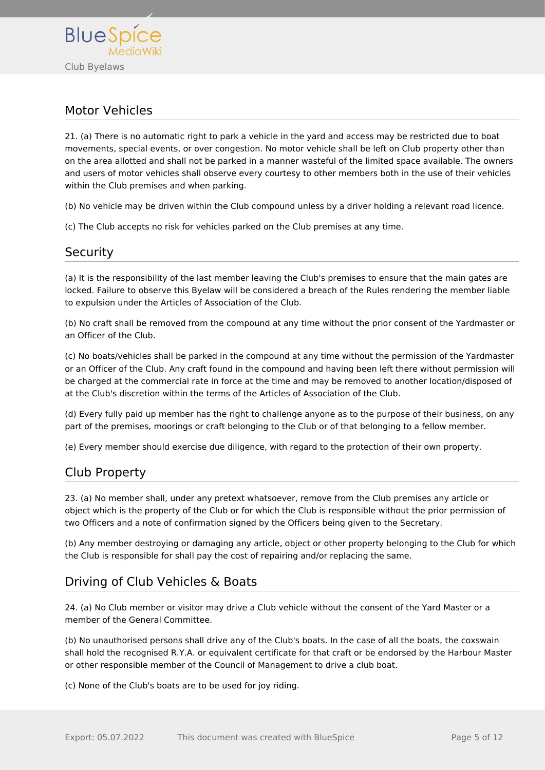## Motor Vehicles

21. (a) There is no automatic right to park a vehicle in the yard and access may be restricted due to boat movements, special events, or over congestion. No motor vehicle shall be left on Club property other than on the area allotted and shall not be parked in a manner wasteful of the limited space available. The owners and users of motor vehicles shall observe every courtesy to other members both in the use of their vehicles within the Club premises and when parking.

(b) No vehicle may be driven within the Club compound unless by a driver holding a relevant road licence.

(c) The Club accepts no risk for vehicles parked on the Club premises at any time.

## Security

(a) It is the responsibility of the last member leaving the Club's premises to ensure that the main gates are locked. Failure to observe this Byelaw will be considered a breach of the Rules rendering the member liable to expulsion under the Articles of Association of the Club.

(b) No craft shall be removed from the compound at any time without the prior consent of the Yardmaster or an Officer of the Club.

(c) No boats/vehicles shall be parked in the compound at any time without the permission of the Yardmaster or an Officer of the Club. Any craft found in the compound and having been left there without permission will be charged at the commercial rate in force at the time and may be removed to another location/disposed of at the Club's discretion within the terms of the Articles of Association of the Club.

(d) Every fully paid up member has the right to challenge anyone as to the purpose of their business, on any part of the premises, moorings or craft belonging to the Club or of that belonging to a fellow member.

(e) Every member should exercise due diligence, with regard to the protection of their own property.

## Club Property

23. (a) No member shall, under any pretext whatsoever, remove from the Club premises any article or object which is the property of the Club or for which the Club is responsible without the prior permission of two Officers and a note of confirmation signed by the Officers being given to the Secretary.

(b) Any member destroying or damaging any article, object or other property belonging to the Club for which the Club is responsible for shall pay the cost of repairing and/or replacing the same.

## Driving of Club Vehicles & Boats

24. (a) No Club member or visitor may drive a Club vehicle without the consent of the Yard Master or a member of the General Committee.

(b) No unauthorised persons shall drive any of the Club's boats. In the case of all the boats, the coxswain shall hold the recognised R.Y.A. or equivalent certificate for that craft or be endorsed by the Harbour Master or other responsible member of the Council of Management to drive a club boat.

(c) None of the Club's boats are to be used for joy riding.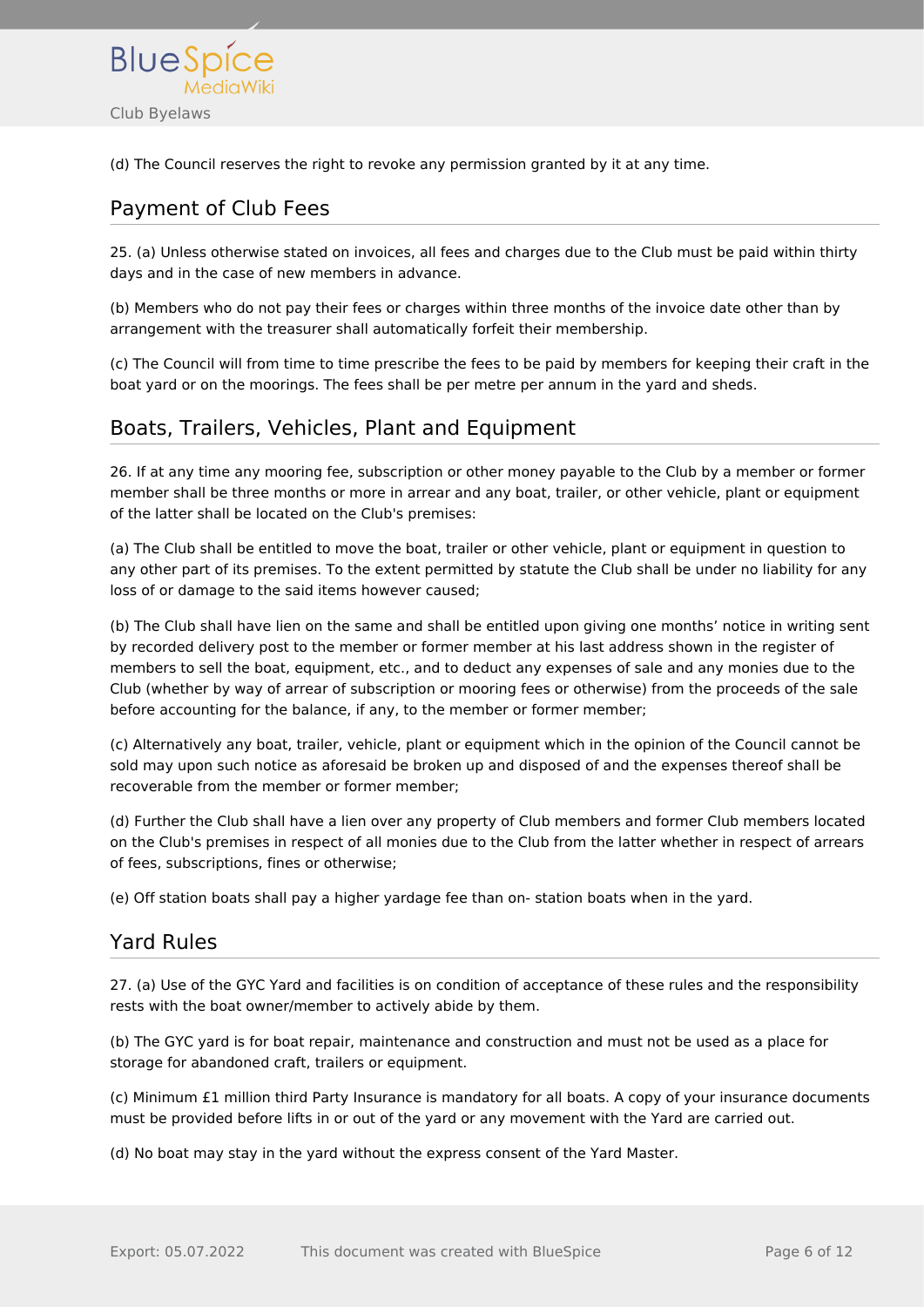(d) The Council reserves the right to revoke any permission granted by it at any time.

## Payment of Club Fees

25. (a) Unless otherwise stated on invoices, all fees and charges due to the Club must be paid within thirty days and in the case of new members in advance.

(b) Members who do not pay their fees or charges within three months of the invoice date other than by arrangement with the treasurer shall automatically forfeit their membership.

(c) The Council will from time to time prescribe the fees to be paid by members for keeping their craft in the boat yard or on the moorings. The fees shall be per metre per annum in the yard and sheds.

## Boats, Trailers, Vehicles, Plant and Equipment

26. If at any time any mooring fee, subscription or other money payable to the Club by a member or former member shall be three months or more in arrear and any boat, trailer, or other vehicle, plant or equipment of the latter shall be located on the Club's premises:

(a) The Club shall be entitled to move the boat, trailer or other vehicle, plant or equipment in question to any other part of its premises. To the extent permitted by statute the Club shall be under no liability for any loss of or damage to the said items however caused;

(b) The Club shall have lien on the same and shall be entitled upon giving one months' notice in writing sent by recorded delivery post to the member or former member at his last address shown in the register of members to sell the boat, equipment, etc., and to deduct any expenses of sale and any monies due to the Club (whether by way of arrear of subscription or mooring fees or otherwise) from the proceeds of the sale before accounting for the balance, if any, to the member or former member;

(c) Alternatively any boat, trailer, vehicle, plant or equipment which in the opinion of the Council cannot be sold may upon such notice as aforesaid be broken up and disposed of and the expenses thereof shall be recoverable from the member or former member;

(d) Further the Club shall have a lien over any property of Club members and former Club members located on the Club's premises in respect of all monies due to the Club from the latter whether in respect of arrears of fees, subscriptions, fines or otherwise;

(e) Off station boats shall pay a higher yardage fee than on- station boats when in the yard.

## Yard Rules

27. (a) Use of the GYC Yard and facilities is on condition of acceptance of these rules and the responsibility rests with the boat owner/member to actively abide by them.

(b) The GYC yard is for boat repair, maintenance and construction and must not be used as a place for storage for abandoned craft, trailers or equipment.

(c) Minimum £1 million third Party Insurance is mandatory for all boats. A copy of your insurance documents must be provided before lifts in or out of the yard or any movement with the Yard are carried out.

(d) No boat may stay in the yard without the express consent of the Yard Master.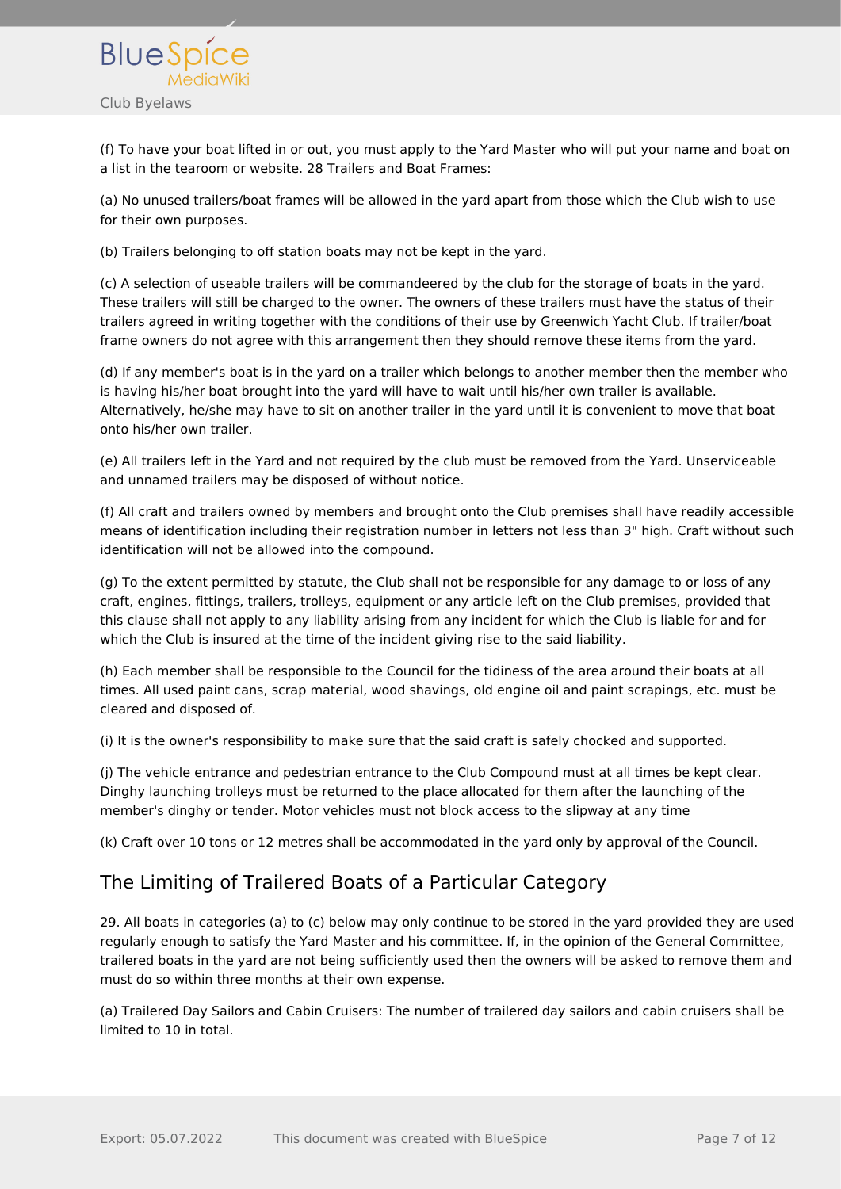(f) To have your boat lifted in or out, you must apply to the Yard Master who will put your name and boat on a list in the tearoom or website. 28 Trailers and Boat Frames:

(a) No unused trailers/boat frames will be allowed in the yard apart from those which the Club wish to use for their own purposes.

(b) Trailers belonging to off station boats may not be kept in the yard.

(c) A selection of useable trailers will be commandeered by the club for the storage of boats in the yard. These trailers will still be charged to the owner. The owners of these trailers must have the status of their trailers agreed in writing together with the conditions of their use by Greenwich Yacht Club. If trailer/boat frame owners do not agree with this arrangement then they should remove these items from the yard.

(d) If any member's boat is in the yard on a trailer which belongs to another member then the member who is having his/her boat brought into the yard will have to wait until his/her own trailer is available. Alternatively, he/she may have to sit on another trailer in the yard until it is convenient to move that boat onto his/her own trailer.

(e) All trailers left in the Yard and not required by the club must be removed from the Yard. Unserviceable and unnamed trailers may be disposed of without notice.

(f) All craft and trailers owned by members and brought onto the Club premises shall have readily accessible means of identification including their registration number in letters not less than 3" high. Craft without such identification will not be allowed into the compound.

(g) To the extent permitted by statute, the Club shall not be responsible for any damage to or loss of any craft, engines, fittings, trailers, trolleys, equipment or any article left on the Club premises, provided that this clause shall not apply to any liability arising from any incident for which the Club is liable for and for which the Club is insured at the time of the incident giving rise to the said liability.

(h) Each member shall be responsible to the Council for the tidiness of the area around their boats at all times. All used paint cans, scrap material, wood shavings, old engine oil and paint scrapings, etc. must be cleared and disposed of.

(i) It is the owner's responsibility to make sure that the said craft is safely chocked and supported.

(j) The vehicle entrance and pedestrian entrance to the Club Compound must at all times be kept clear. Dinghy launching trolleys must be returned to the place allocated for them after the launching of the member's dinghy or tender. Motor vehicles must not block access to the slipway at any time

(k) Craft over 10 tons or 12 metres shall be accommodated in the yard only by approval of the Council.

## The Limiting of Trailered Boats of a Particular Category

29. All boats in categories (a) to (c) below may only continue to be stored in the yard provided they are used regularly enough to satisfy the Yard Master and his committee. If, in the opinion of the General Committee, trailered boats in the yard are not being sufficiently used then the owners will be asked to remove them and must do so within three months at their own expense.

(a) Trailered Day Sailors and Cabin Cruisers: The number of trailered day sailors and cabin cruisers shall be limited to 10 in total.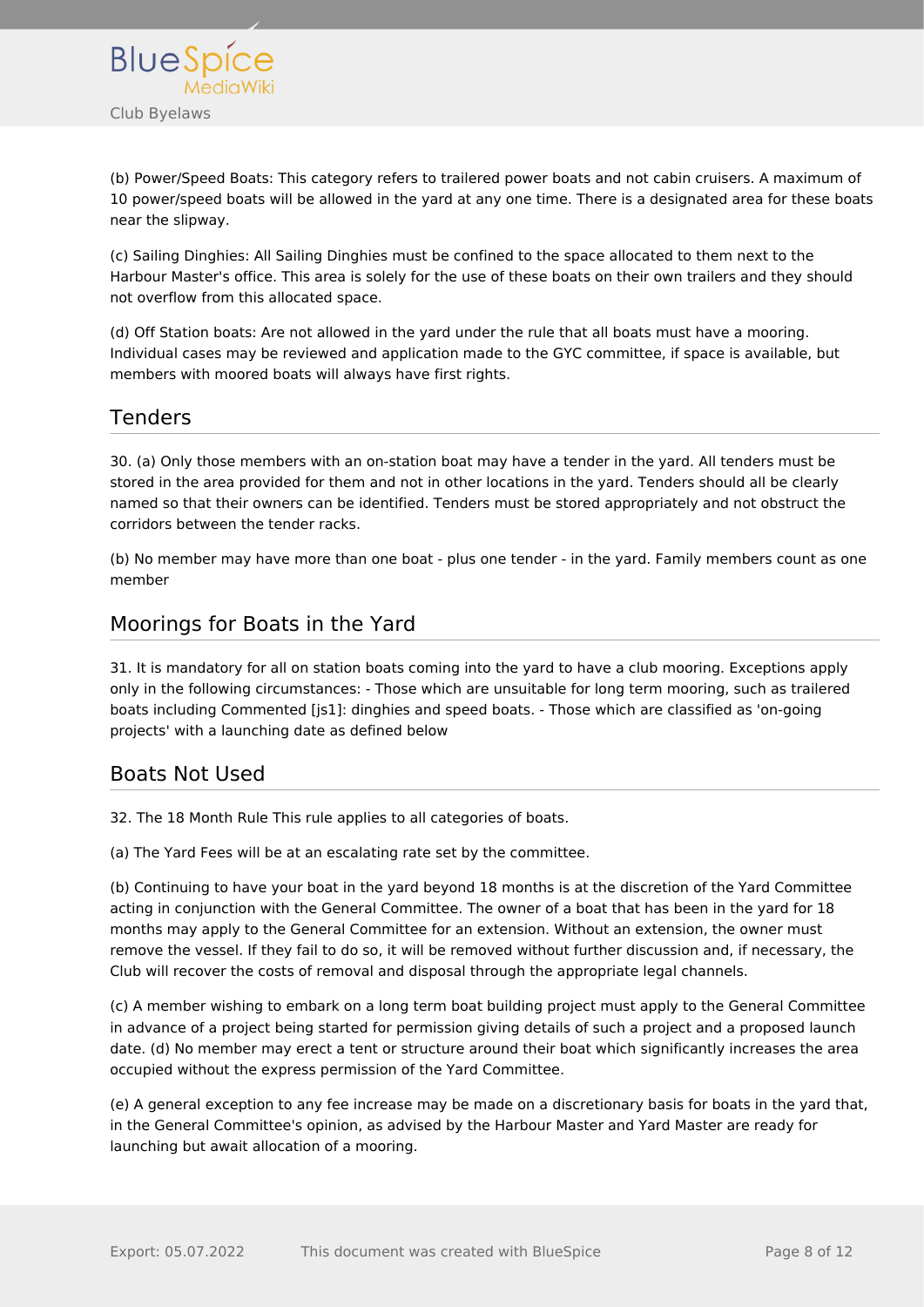(b) Power/Speed Boats: This category refers to trailered power boats and not cabin cruisers. A maximum of 10 power/speed boats will be allowed in the yard at any one time. There is a designated area for these boats near the slipway.

(c) Sailing Dinghies: All Sailing Dinghies must be confined to the space allocated to them next to the Harbour Master's office. This area is solely for the use of these boats on their own trailers and they should not overflow from this allocated space.

(d) Off Station boats: Are not allowed in the yard under the rule that all boats must have a mooring. Individual cases may be reviewed and application made to the GYC committee, if space is available, but members with moored boats will always have first rights.

## Tenders

30. (a) Only those members with an on-station boat may have a tender in the yard. All tenders must be stored in the area provided for them and not in other locations in the yard. Tenders should all be clearly named so that their owners can be identified. Tenders must be stored appropriately and not obstruct the corridors between the tender racks.

(b) No member may have more than one boat - plus one tender - in the yard. Family members count as one member

## Moorings for Boats in the Yard

31. It is mandatory for all on station boats coming into the yard to have a club mooring. Exceptions apply only in the following circumstances: - Those which are unsuitable for long term mooring, such as trailered boats including Commented [js1]: dinghies and speed boats. - Those which are classified as 'on-going projects' with a launching date as defined below

## Boats Not Used

32. The 18 Month Rule This rule applies to all categories of boats.

(a) The Yard Fees will be at an escalating rate set by the committee.

(b) Continuing to have your boat in the yard beyond 18 months is at the discretion of the Yard Committee acting in conjunction with the General Committee. The owner of a boat that has been in the yard for 18 months may apply to the General Committee for an extension. Without an extension, the owner must remove the vessel. If they fail to do so, it will be removed without further discussion and, if necessary, the Club will recover the costs of removal and disposal through the appropriate legal channels.

(c) A member wishing to embark on a long term boat building project must apply to the General Committee in advance of a project being started for permission giving details of such a project and a proposed launch date. (d) No member may erect a tent or structure around their boat which significantly increases the area occupied without the express permission of the Yard Committee.

(e) A general exception to any fee increase may be made on a discretionary basis for boats in the yard that, in the General Committee's opinion, as advised by the Harbour Master and Yard Master are ready for launching but await allocation of a mooring.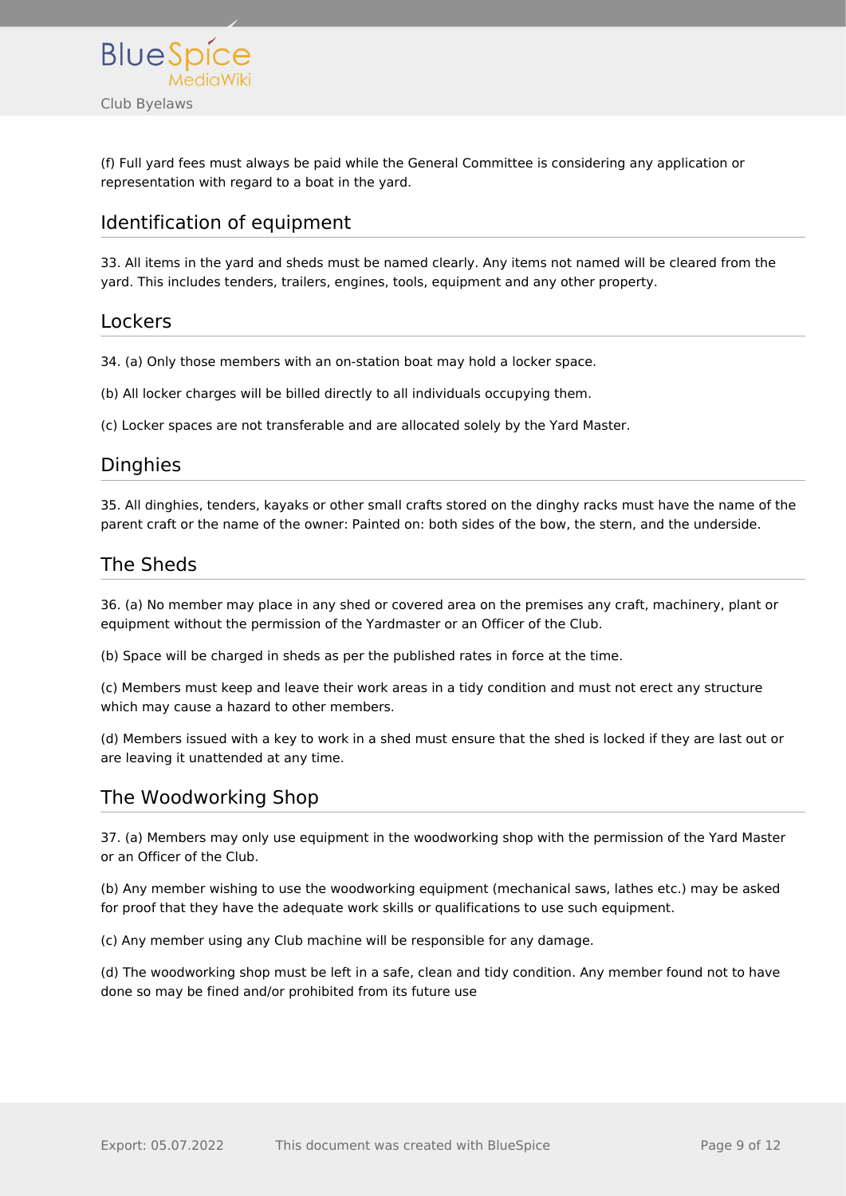(f) Full yard fees must always be paid while the General Committee is considering any application or representation with regard to a boat in the yard.

## Identification of equipment

33. All items in the yard and sheds must be named clearly. Any items not named will be cleared from the yard. This includes tenders, trailers, engines, tools, equipment and any other property.

## Lockers

34. (a) Only those members with an on-station boat may hold a locker space.

(b) All locker charges will be billed directly to all individuals occupying them.

(c) Locker spaces are not transferable and are allocated solely by the Yard Master.

## Dinghies

35. All dinghies, tenders, kayaks or other small crafts stored on the dinghy racks must have the name of the parent craft or the name of the owner: Painted on: both sides of the bow, the stern, and the underside.

## The Sheds

36. (a) No member may place in any shed or covered area on the premises any craft, machinery, plant or equipment without the permission of the Yardmaster or an Officer of the Club.

(b) Space will be charged in sheds as per the published rates in force at the time.

(c) Members must keep and leave their work areas in a tidy condition and must not erect any structure which may cause a hazard to other members.

(d) Members issued with a key to work in a shed must ensure that the shed is locked if they are last out or are leaving it unattended at any time.

## The Woodworking Shop

37. (a) Members may only use equipment in the woodworking shop with the permission of the Yard Master or an Officer of the Club.

(b) Any member wishing to use the woodworking equipment (mechanical saws, lathes etc.) may be asked for proof that they have the adequate work skills or qualifications to use such equipment.

(c) Any member using any Club machine will be responsible for any damage.

(d) The woodworking shop must be left in a safe, clean and tidy condition. Any member found not to have done so may be fined and/or prohibited from its future use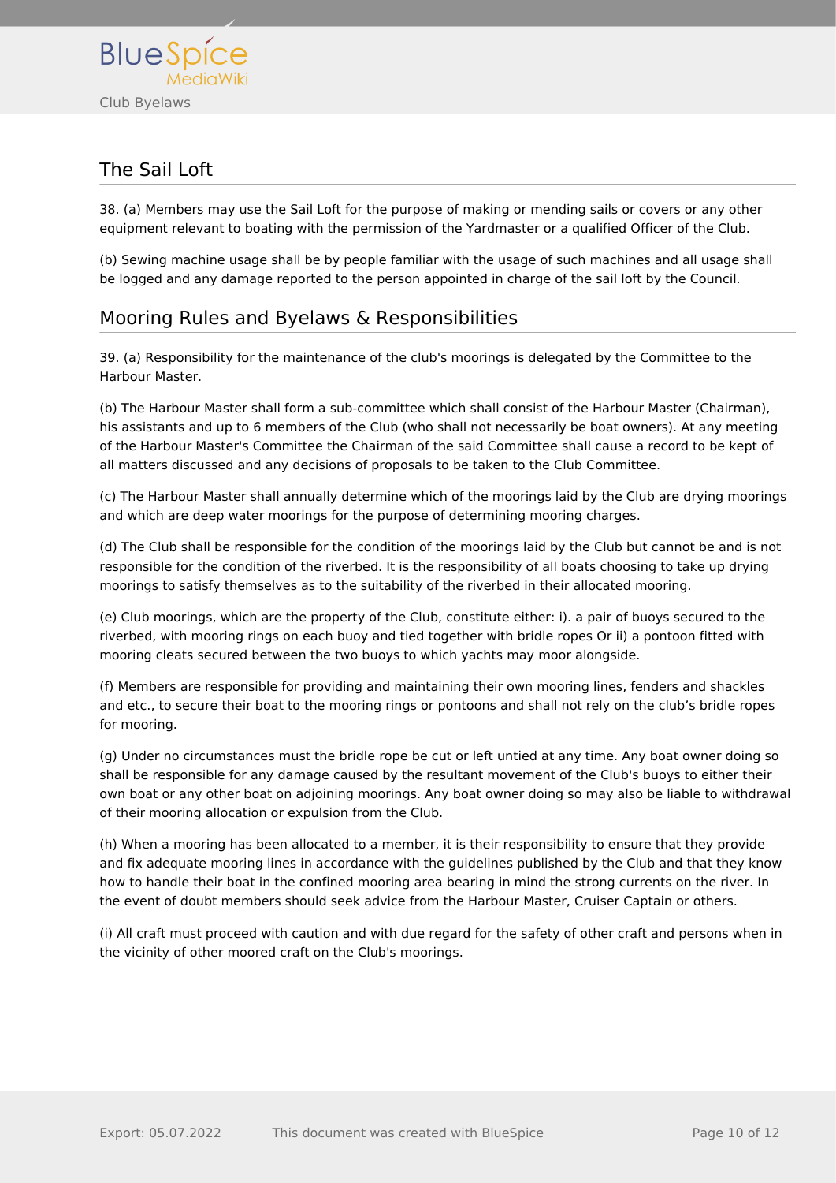## The Sail Loft

38. (a) Members may use the Sail Loft for the purpose of making or mending sails or covers or any other equipment relevant to boating with the permission of the Yardmaster or a qualified Officer of the Club.

(b) Sewing machine usage shall be by people familiar with the usage of such machines and all usage shall be logged and any damage reported to the person appointed in charge of the sail loft by the Council.

## Mooring Rules and Byelaws & Responsibilities

39. (a) Responsibility for the maintenance of the club's moorings is delegated by the Committee to the Harbour Master.

(b) The Harbour Master shall form a sub-committee which shall consist of the Harbour Master (Chairman), his assistants and up to 6 members of the Club (who shall not necessarily be boat owners). At any meeting of the Harbour Master's Committee the Chairman of the said Committee shall cause a record to be kept of all matters discussed and any decisions of proposals to be taken to the Club Committee.

(c) The Harbour Master shall annually determine which of the moorings laid by the Club are drying moorings and which are deep water moorings for the purpose of determining mooring charges.

(d) The Club shall be responsible for the condition of the moorings laid by the Club but cannot be and is not responsible for the condition of the riverbed. It is the responsibility of all boats choosing to take up drying moorings to satisfy themselves as to the suitability of the riverbed in their allocated mooring.

(e) Club moorings, which are the property of the Club, constitute either: i). a pair of buoys secured to the riverbed, with mooring rings on each buoy and tied together with bridle ropes Or ii) a pontoon fitted with mooring cleats secured between the two buoys to which yachts may moor alongside.

(f) Members are responsible for providing and maintaining their own mooring lines, fenders and shackles and etc., to secure their boat to the mooring rings or pontoons and shall not rely on the club's bridle ropes for mooring.

(g) Under no circumstances must the bridle rope be cut or left untied at any time. Any boat owner doing so shall be responsible for any damage caused by the resultant movement of the Club's buoys to either their own boat or any other boat on adjoining moorings. Any boat owner doing so may also be liable to withdrawal of their mooring allocation or expulsion from the Club.

(h) When a mooring has been allocated to a member, it is their responsibility to ensure that they provide and fix adequate mooring lines in accordance with the guidelines published by the Club and that they know how to handle their boat in the confined mooring area bearing in mind the strong currents on the river. In the event of doubt members should seek advice from the Harbour Master, Cruiser Captain or others.

(i) All craft must proceed with caution and with due regard for the safety of other craft and persons when in the vicinity of other moored craft on the Club's moorings.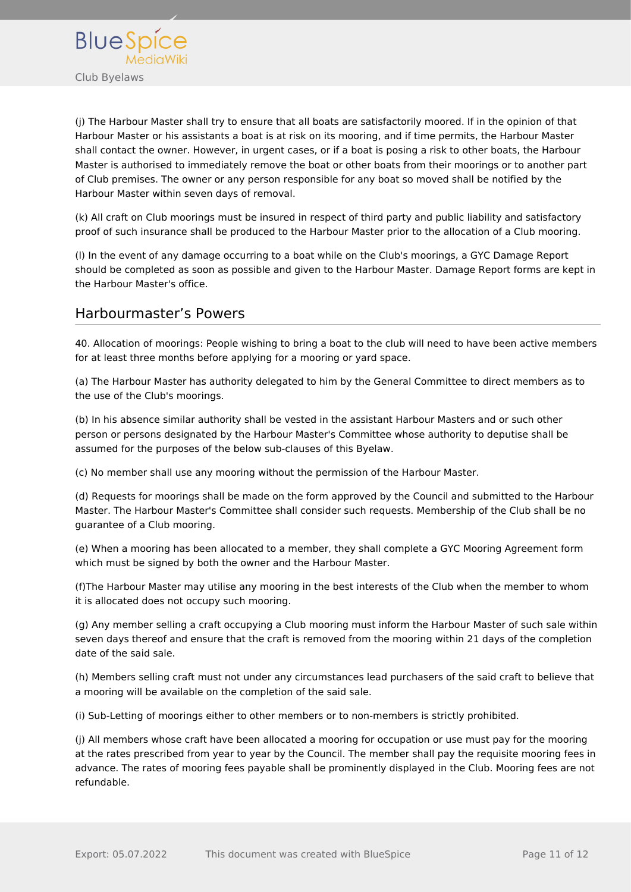(j) The Harbour Master shall try to ensure that all boats are satisfactorily moored. If in the opinion of that Harbour Master or his assistants a boat is at risk on its mooring, and if time permits, the Harbour Master shall contact the owner. However, in urgent cases, or if a boat is posing a risk to other boats, the Harbour Master is authorised to immediately remove the boat or other boats from their moorings or to another part of Club premises. The owner or any person responsible for any boat so moved shall be notified by the Harbour Master within seven days of removal.

(k) All craft on Club moorings must be insured in respect of third party and public liability and satisfactory proof of such insurance shall be produced to the Harbour Master prior to the allocation of a Club mooring.

(l) In the event of any damage occurring to a boat while on the Club's moorings, a GYC Damage Report should be completed as soon as possible and given to the Harbour Master. Damage Report forms are kept in the Harbour Master's office.

## Harbourmaster’s Powers

40. Allocation of moorings: People wishing to bring a boat to the club will need to have been active members for at least three months before applying for a mooring or yard space.

(a) The Harbour Master has authority delegated to him by the General Committee to direct members as to the use of the Club's moorings.

(b) In his absence similar authority shall be vested in the assistant Harbour Masters and or such other person or persons designated by the Harbour Master's Committee whose authority to deputise shall be assumed for the purposes of the below sub-clauses of this Byelaw.

(c) No member shall use any mooring without the permission of the Harbour Master.

(d) Requests for moorings shall be made on the form approved by the Council and submitted to the Harbour Master. The Harbour Master's Committee shall consider such requests. Membership of the Club shall be no guarantee of a Club mooring.

(e) When a mooring has been allocated to a member, they shall complete a GYC Mooring Agreement form which must be signed by both the owner and the Harbour Master.

(f)The Harbour Master may utilise any mooring in the best interests of the Club when the member to whom it is allocated does not occupy such mooring.

(g) Any member selling a craft occupying a Club mooring must inform the Harbour Master of such sale within seven days thereof and ensure that the craft is removed from the mooring within 21 days of the completion date of the said sale.

(h) Members selling craft must not under any circumstances lead purchasers of the said craft to believe that a mooring will be available on the completion of the said sale.

(i) Sub-Letting of moorings either to other members or to non-members is strictly prohibited.

(j) All members whose craft have been allocated a mooring for occupation or use must pay for the mooring at the rates prescribed from year to year by the Council. The member shall pay the requisite mooring fees in advance. The rates of mooring fees payable shall be prominently displayed in the Club. Mooring fees are not refundable.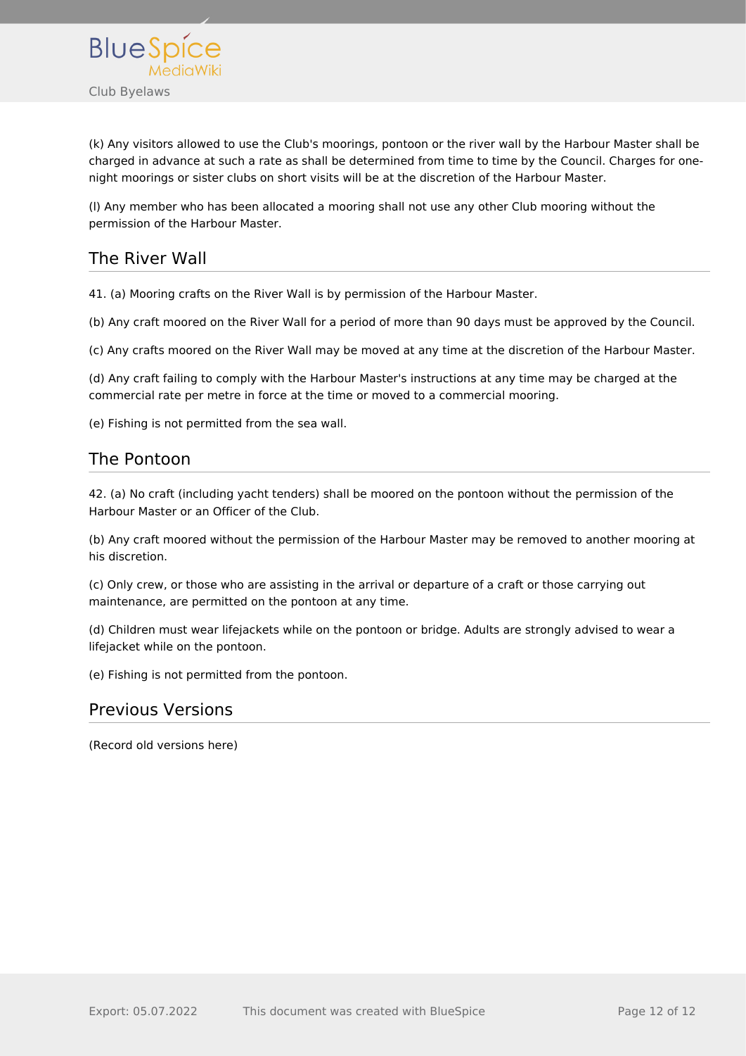(k) Any visitors allowed to use the Club's moorings, pontoon or the river wall by the Harbour Master shall be charged in advance at such a rate as shall be determined from time to time by the Council. Charges for one-night moorings or sister clubs on short visits will be at the discretion of the Harbour Master.

(l) Any member who has been allocated a mooring shall not use any other Club mooring without the permission of the Harbour Master.

## The River Wall

41. (a) Mooring crafts on the River Wall is by permission of the Harbour Master.

(b) Any craft moored on the River Wall for a period of more than 90 days must be approved by the Council.

(c) Any crafts moored on the River Wall may be moved at any time at the discretion of the Harbour Master.

(d) Any craft failing to comply with the Harbour Master's instructions at any time may be charged at the commercial rate per metre in force at the time or moved to a commercial mooring.

(e) Fishing is not permitted from the sea wall.

## The Pontoon

42. (a) No craft (including yacht tenders) shall be moored on the pontoon without the permission of the Harbour Master or an Officer of the Club.

(b) Any craft moored without the permission of the Harbour Master may be removed to another mooring at his discretion.

(c) Only crew, or those who are assisting in the arrival or departure of a craft or those carrying out maintenance, are permitted on the pontoon at any time.

(d) Children must wear lifejackets while on the pontoon or bridge. Adults are strongly advised to wear a lifejacket while on the pontoon.

(e) Fishing is not permitted from the pontoon.

## Previous Versions

(Record old versions here)